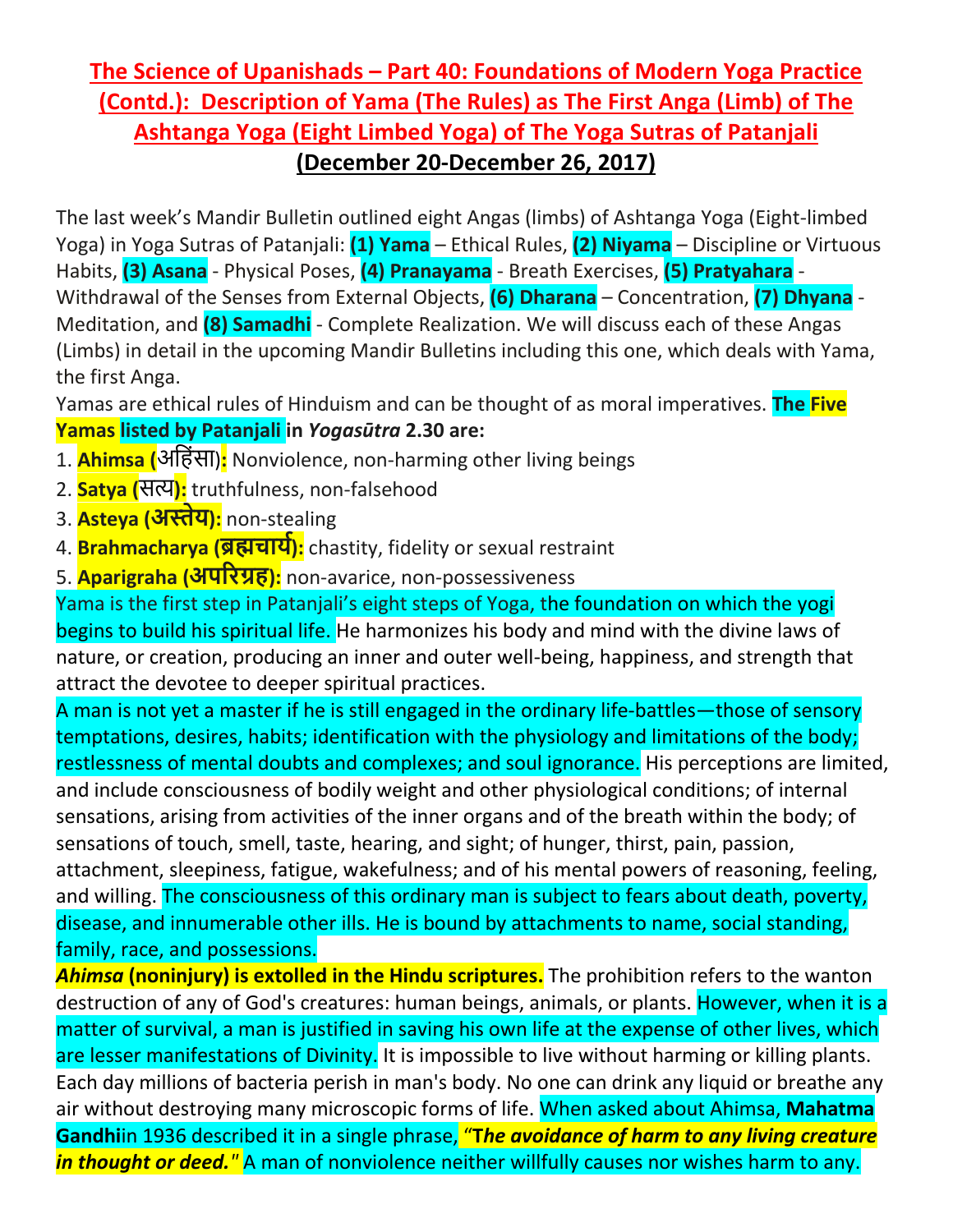# The Science of Upanishads – Part 40: Foundations of Modern Yoga Practice (Contd.): Description of Yama (The Rules) as The First Anga (Limb) of The Ashtanga Yoga (Eight Limbed Yoga) of The Yoga Sutras of Patanjali

**(December 20-December 26, 2017)**

The last week's Mandir Bulletin outlined eight Angas (limbs) of Ashtanga Yoga (Eight-limbed Yoga) in Yoga Sutras of Patanjali: **(1) Yama** – Ethical Rules, **(2) Niyama** – Discipline or Virtuous Habits, **(3) Asana** - Physical Poses, **(4) Pranayama** - Breath Exercises, **(5) Pratyahara** - Withdrawal of the Senses from External Objects, **(6) Dharana** – Concentration, **(7) Dhyana** - Meditation, and **(8) Samadhi** - Complete Realization. We will discuss each of these Angas (Limbs) in detail in the upcoming Mandir Bulletins including this one, which deals with Yama, the first Anga.

Yamas are ethical rules of Hinduism and can be thought of as moral imperatives. **The Five Yamas listed by Patanjali in *Yogasūtra* 2.30 are:**

1. **Ahimsa (अहिंसा):** Nonviolence, non-harming other living beings
2. **Satya (सत्य):** truthfulness, non-falsehood
3. **Asteya (अस्तेय):** non-stealing
4. **Brahmacharya (ब्रह्मचार्य):** chastity, fidelity or sexual restraint
5. **Aparigraha (अपरिग्रह):** non-avarice, non-possessiveness

Yama is the first step in Patanjali's eight steps of Yoga, the foundation on which the yogi begins to build his spiritual life. He harmonizes his body and mind with the divine laws of nature, or creation, producing an inner and outer well-being, happiness, and strength that attract the devotee to deeper spiritual practices.

A man is not yet a master if he is still engaged in the ordinary life-battles—those of sensory temptations, desires, habits; identification with the physiology and limitations of the body; restlessness of mental doubts and complexes; and soul ignorance. His perceptions are limited, and include consciousness of bodily weight and other physiological conditions; of internal sensations, arising from activities of the inner organs and of the breath within the body; of sensations of touch, smell, taste, hearing, and sight; of hunger, thirst, pain, passion, attachment, sleepiness, fatigue, wakefulness; and of his mental powers of reasoning, feeling, and willing. The consciousness of this ordinary man is subject to fears about death, poverty, disease, and innumerable other ills. He is bound by attachments to name, social standing, family, race, and possessions.

***Ahimsa* (noninjury) is extolled in the Hindu scriptures.** The prohibition refers to the wanton destruction of any of God's creatures: human beings, animals, or plants. However, when it is a matter of survival, a man is justified in saving his own life at the expense of other lives, which are lesser manifestations of Divinity. It is impossible to live without harming or killing plants. Each day millions of bacteria perish in man's body. No one can drink any liquid or breathe any air without destroying many microscopic forms of life. When asked about Ahimsa, **Mahatma Gandhi**in 1936 described it in a single phrase, "***The avoidance of harm to any living creature in thought or deed.***" A man of nonviolence neither willfully causes nor wishes harm to any.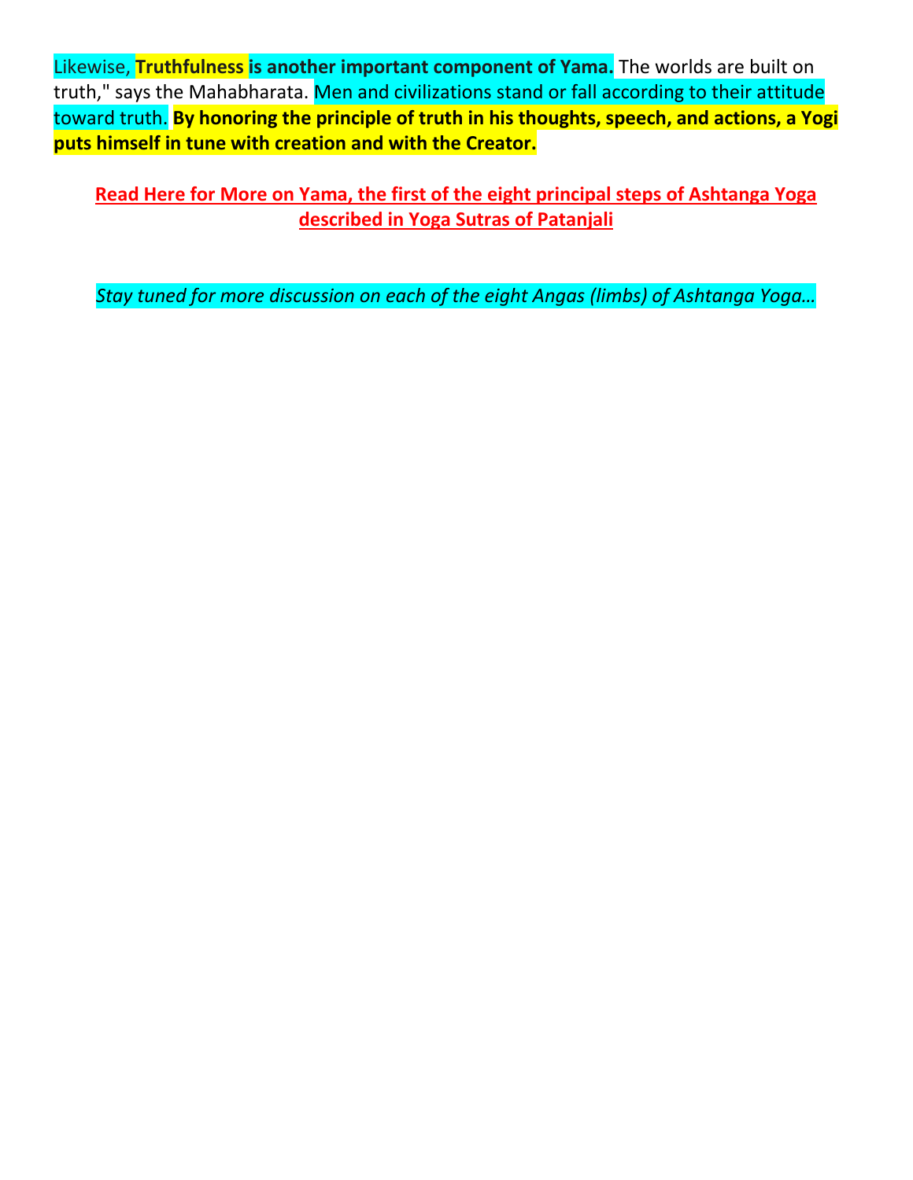Likewise, **Truthfulness is another important component of Yama.** The worlds are built on truth," says the Mahabharata. Men and civilizations stand or fall according to their attitude toward truth. **By honoring the principle of truth in his thoughts, speech, and actions, a Yogi puts himself in tune with creation and with the Creator.**

**Read Here for More on Yama, the first of the eight principal steps of Ashtanga Yoga described in Yoga Sutras of Patanjali**

*Stay tuned for more discussion on each of the eight Angas (limbs) of Ashtanga Yoga…*